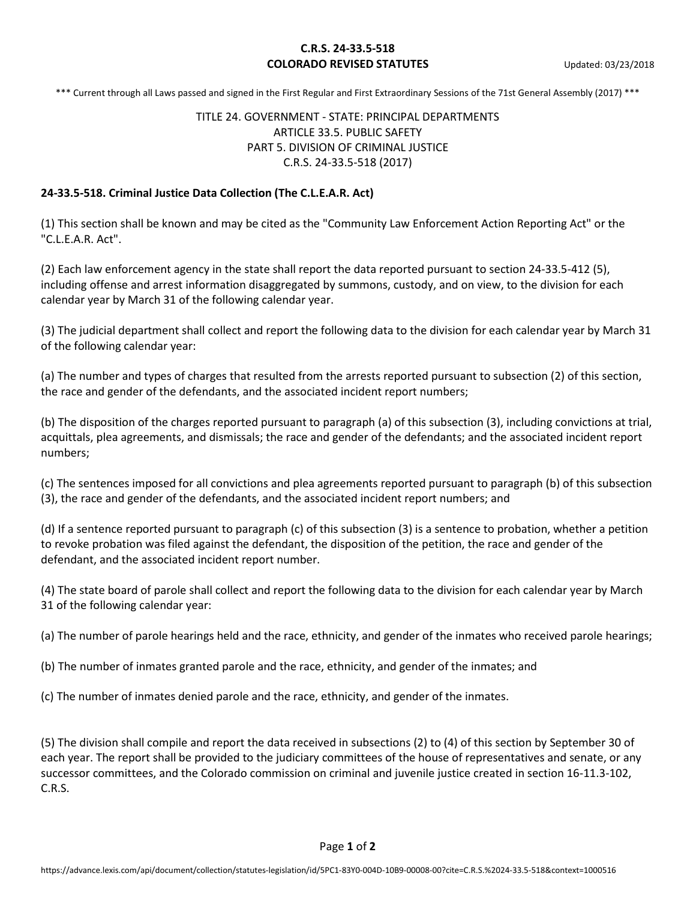**C.R.S. 24-33.5-518**
**COLORADO REVISED STATUTES**

Updated: 03/23/2018

\*\*\* Current through all Laws passed and signed in the First Regular and First Extraordinary Sessions of the 71st General Assembly (2017) \*\*\*

TITLE 24. GOVERNMENT - STATE: PRINCIPAL DEPARTMENTS
ARTICLE 33.5. PUBLIC SAFETY
PART 5. DIVISION OF CRIMINAL JUSTICE
C.R.S. 24-33.5-518 (2017)

## 24-33.5-518. Criminal Justice Data Collection (The C.L.E.A.R. Act)

(1) This section shall be known and may be cited as the "Community Law Enforcement Action Reporting Act" or the "C.L.E.A.R. Act".

(2) Each law enforcement agency in the state shall report the data reported pursuant to section 24-33.5-412 (5), including offense and arrest information disaggregated by summons, custody, and on view, to the division for each calendar year by March 31 of the following calendar year.

(3) The judicial department shall collect and report the following data to the division for each calendar year by March 31 of the following calendar year:

(a) The number and types of charges that resulted from the arrests reported pursuant to subsection (2) of this section, the race and gender of the defendants, and the associated incident report numbers;

(b) The disposition of the charges reported pursuant to paragraph (a) of this subsection (3), including convictions at trial, acquittals, plea agreements, and dismissals; the race and gender of the defendants; and the associated incident report numbers;

(c) The sentences imposed for all convictions and plea agreements reported pursuant to paragraph (b) of this subsection (3), the race and gender of the defendants, and the associated incident report numbers; and

(d) If a sentence reported pursuant to paragraph (c) of this subsection (3) is a sentence to probation, whether a petition to revoke probation was filed against the defendant, the disposition of the petition, the race and gender of the defendant, and the associated incident report number.

(4) The state board of parole shall collect and report the following data to the division for each calendar year by March 31 of the following calendar year:

(a) The number of parole hearings held and the race, ethnicity, and gender of the inmates who received parole hearings;

(b) The number of inmates granted parole and the race, ethnicity, and gender of the inmates; and

(c) The number of inmates denied parole and the race, ethnicity, and gender of the inmates.

(5) The division shall compile and report the data received in subsections (2) to (4) of this section by September 30 of each year. The report shall be provided to the judiciary committees of the house of representatives and senate, or any successor committees, and the Colorado commission on criminal and juvenile justice created in section 16-11.3-102, C.R.S.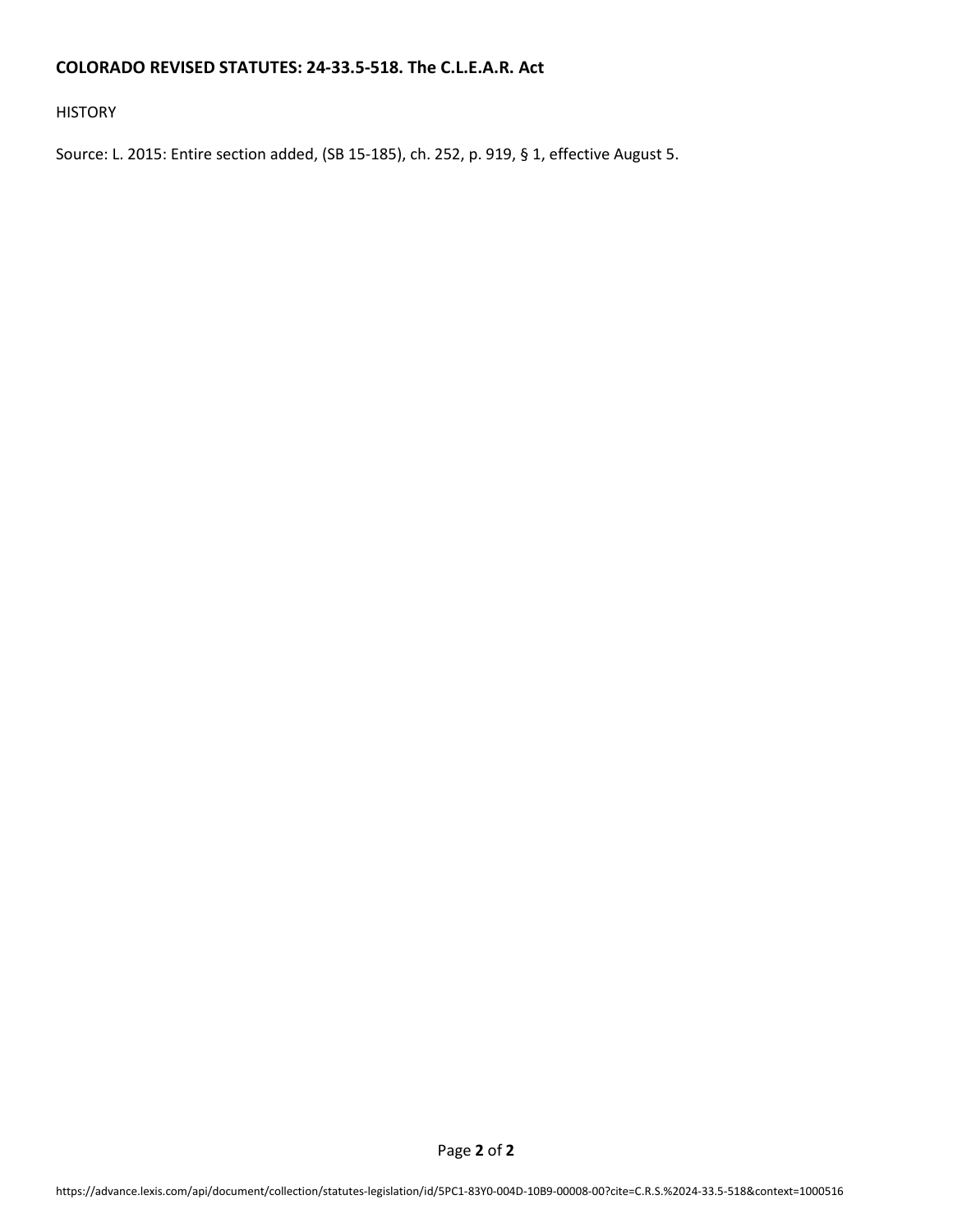HISTORY

Source: L. 2015: Entire section added, (SB 15-185), ch. 252, p. 919, § 1, effective August 5.